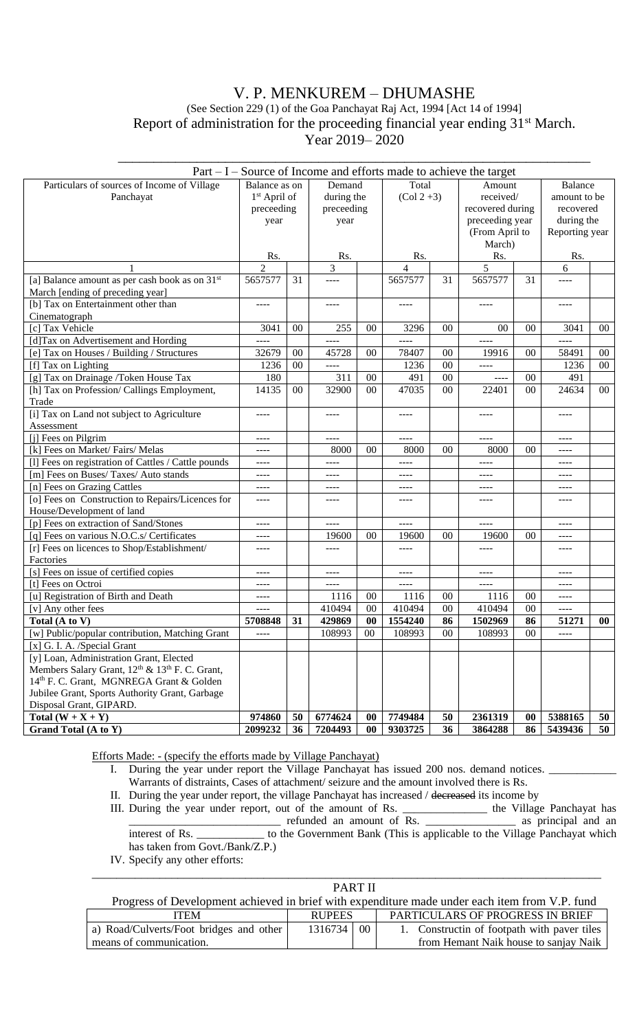# V. P. MENKUREM – DHUMASHE

(See Section 229 (1) of the Goa Panchayat Raj Act, 1994 [Act 14 of 1994]

Report of administration for the proceeding financial year ending 31st March.

Year 2019– 2020

Part – I – Source of Income and efforts made to achieve the target

| Particulars of sources of Income of Village Panchayat | Balance as on 1st April of preceeding year Rs. | | Demand during the preceeding year Rs. | | Total (Col 2 +3) Rs. | | Amount received/ recovered during preceeding year (From April to March) Rs. | | Balance amount to be recovered during the Reporting year Rs. | |
|---|---|---|---|---|---|---|---|---|---|---|
| 1 | 2 | | 3 | | 4 | | 5 | | 6 | |
| [a] Balance amount as per cash book as on 31st March [ending of preceding year] | 5657577 | 31 | ---- | | 5657577 | 31 | 5657577 | 31 | ---- | |
| [b] Tax on Entertainment other than Cinematograph | ---- | | ---- | | ---- | | ---- | | ---- | |
| [c] Tax Vehicle | 3041 | 00 | 255 | 00 | 3296 | 00 | 00 | 00 | 3041 | 00 |
| [d]Tax on Advertisement and Hording | ---- | | ---- | | ---- | | ---- | | ---- | |
| [e] Tax on Houses / Building / Structures | 32679 | 00 | 45728 | 00 | 78407 | 00 | 19916 | 00 | 58491 | 00 |
| [f] Tax on Lighting | 1236 | 00 | ---- | | 1236 | 00 | ---- | | 1236 | 00 |
| [g] Tax on Drainage /Token House Tax | 180 | | 311 | 00 | 491 | 00 | ---- | 00 | 491 | |
| [h] Tax on Profession/ Callings Employment, Trade | 14135 | 00 | 32900 | 00 | 47035 | 00 | 22401 | 00 | 24634 | 00 |
| [i] Tax on Land not subject to Agriculture Assessment | ---- | | ---- | | ---- | | ---- | | ---- | |
| [j] Fees on Pilgrim | ---- | | ---- | | ---- | | ---- | | ---- | |
| [k] Fees on Market/ Fairs/ Melas | ---- | | 8000 | 00 | 8000 | 00 | 8000 | 00 | ---- | |
| [l] Fees on registration of Cattles / Cattle pounds | ---- | | ---- | | ---- | | ---- | | ---- | |
| [m] Fees on Buses/ Taxes/ Auto stands | ---- | | ---- | | ---- | | ---- | | ---- | |
| [n] Fees on Grazing Cattles | ---- | | ---- | | ---- | | ---- | | ---- | |
| [o] Fees on Construction to Repairs/Licences for House/Development of land | ---- | | ---- | | ---- | | ---- | | ---- | |
| [p] Fees on extraction of Sand/Stones | ---- | | ---- | | ---- | | ---- | | ---- | |
| [q] Fees on various N.O.C.s/ Certificates | ---- | | 19600 | 00 | 19600 | 00 | 19600 | 00 | ---- | |
| [r] Fees on licences to Shop/Establishment/ Factories | ---- | | ---- | | ---- | | ---- | | ---- | |
| [s] Fees on issue of certified copies | ---- | | ---- | | ---- | | ---- | | ---- | |
| [t] Fees on Octroi | ---- | | ---- | | ---- | | ---- | | ---- | |
| [u] Registration of Birth and Death | ---- | | 1116 | 00 | 1116 | 00 | 1116 | 00 | ---- | |
| [v] Any other fees | ---- | | 410494 | 00 | 410494 | 00 | 410494 | 00 | ---- | |
| **Total (A to V)** | **5708848** | **31** | **429869** | **00** | **1554240** | **86** | **1502969** | **86** | **51271** | **00** |
| [w] Public/popular contribution, Matching Grant | ---- | | 108993 | 00 | 108993 | 00 | 108993 | 00 | ---- | |
| [x] G. I. A. /Special Grant | | | | | | | | | | |
| [y] Loan, Administration Grant, Elected Members Salary Grant, 12th & 13th F. C. Grant, 14th F. C. Grant, MGNREGA Grant & Golden Jubilee Grant, Sports Authority Grant, Garbage Disposal Grant, GIPARD. | | | | | | | | | | |
| **Total (W + X + Y)** | **974860** | **50** | **6774624** | **00** | **7749484** | **50** | **2361319** | **00** | **5388165** | **50** |
| **Grand Total (A to Y)** | **2099232** | **36** | **7204493** | **00** | **9303725** | **36** | **3864288** | **86** | **5439436** | **50** |

Efforts Made: - (specify the efforts made by Village Panchayat)

I. During the year under report the Village Panchayat has issued 200 nos. demand notices. ____________ Warrants of distraints, Cases of attachment/ seizure and the amount involved there is Rs.

II. During the year under report, the village Panchayat has increased / ~~decreased~~ its income by

III. During the year under report, out of the amount of Rs. _______________ the Village Panchayat has ___________________________ refunded an amount of Rs. ________________ as principal and an interest of Rs. ____________ to the Government Bank (This is applicable to the Village Panchayat which has taken from Govt./Bank/Z.P.)

IV. Specify any other efforts:

## PART II

Progress of Development achieved in brief with expenditure made under each item from V.P. fund

| ITEM | RUPEES | | PARTICULARS OF PROGRESS IN BRIEF |
|---|---|---|---|
| a) Road/Culverts/Foot bridges and other means of communication. | 1316734 | 00 | 1. Constructin of footpath with paver tiles from Hemant Naik house to sanjay Naik |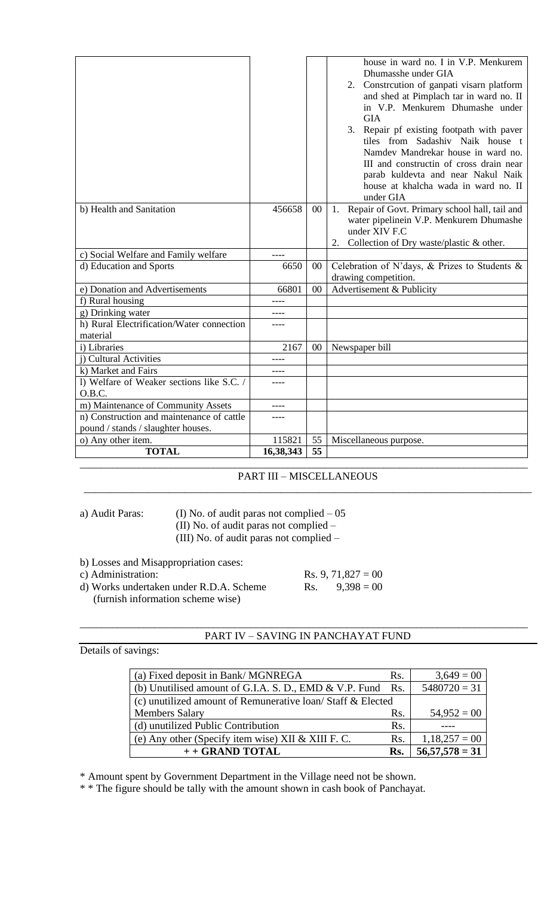| | | | |
|---|---|---|---|
| | | | house in ward no. I in V.P. Menkurem Dhumasshe under GIA<br>2. Constrcution of ganpati visarn platform and shed at Pimplach tar in ward no. II in V.P. Menkurem Dhumashe under GIA<br>3. Repair pf existing footpath with paver tiles from Sadashiv Naik house t Namdev Mandrekar house in ward no. III and constructin of cross drain near parab kuldevta and near Nakul Naik house at khalcha wada in ward no. II under GIA |
| b) Health and Sanitation | 456658 | 00 | 1. Repair of Govt. Primary school hall, tail and water pipelinein V.P. Menkurem Dhumashe under XIV F.C<br>2. Collection of Dry waste/plastic & other. |
| c) Social Welfare and Family welfare | ---- | | |
| d) Education and Sports | 6650 | 00 | Celebration of N'days, & Prizes to Students & drawing competition. |
| e) Donation and Advertisements | 66801 | 00 | Advertisement & Publicity |
| f) Rural housing | ---- | | |
| g) Drinking water | ---- | | |
| h) Rural Electrification/Water connection material | ---- | | |
| i) Libraries | 2167 | 00 | Newspaper bill |
| j) Cultural Activities | ---- | | |
| k) Market and Fairs | ---- | | |
| l) Welfare of Weaker sections like S.C. / O.B.C. | ---- | | |
| m) Maintenance of Community Assets | ---- | | |
| n) Construction and maintenance of cattle pound / stands / slaughter houses. | ---- | | |
| o) Any other item. | 115821 | 55 | Miscellaneous purpose. |
| **TOTAL** | **16,38,343** | **55** | |

## PART III – MISCELLANEOUS

a) Audit Paras: (I) No. of audit paras not complied – 05
(II) No. of audit paras not complied –
(III) No. of audit paras not complied –

b) Losses and Misappropriation cases:

c) Administration: Rs. 9, 71,827 = 00

d) Works undertaken under R.D.A. Scheme Rs. 9,398 = 00
(furnish information scheme wise)

## PART IV – SAVING IN PANCHAYAT FUND

Details of savings:

| | | |
|---|---|---|
| (a) Fixed deposit in Bank/ MGNREGA | Rs. | 3,649 = 00 |
| (b) Unutilised amount of G.I.A. S. D., EMD & V.P. Fund | Rs. | 5480720 = 31 |
| (c) unutilized amount of Remunerative loan/ Staff & Elected Members Salary | Rs. | 54,952 = 00 |
| (d) unutilized Public Contribution | Rs. | ---- |
| (e) Any other (Specify item wise) XII & XIII F. C. | Rs. | 1,18,257 = 00 |
| **+ + GRAND TOTAL** | **Rs.** | **56,57,578 = 31** |

* Amount spent by Government Department in the Village need not be shown.

* * The figure should be tally with the amount shown in cash book of Panchayat.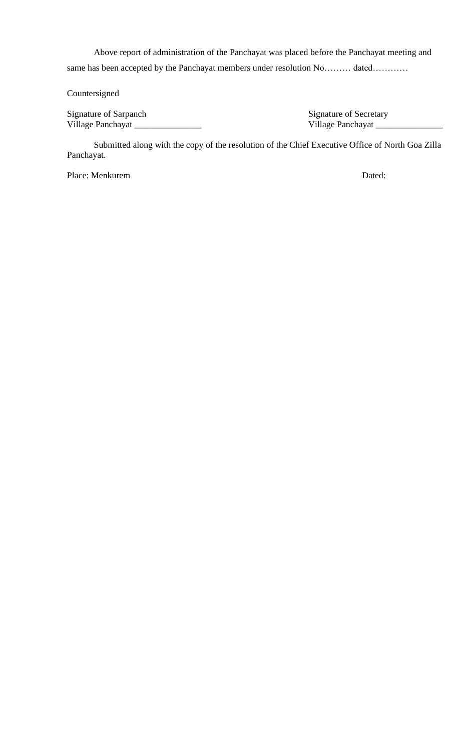Above report of administration of the Panchayat was placed before the Panchayat meeting and same has been accepted by the Panchayat members under resolution No……… dated…………

Countersigned

| | |
|---|---|
| Signature of Sarpanch | Signature of Secretary |
| Village Panchayat _______________ | Village Panchayat _______________ |

Submitted along with the copy of the resolution of the Chief Executive Office of North Goa Zilla Panchayat.

Place: Menkurem                                                                 Dated: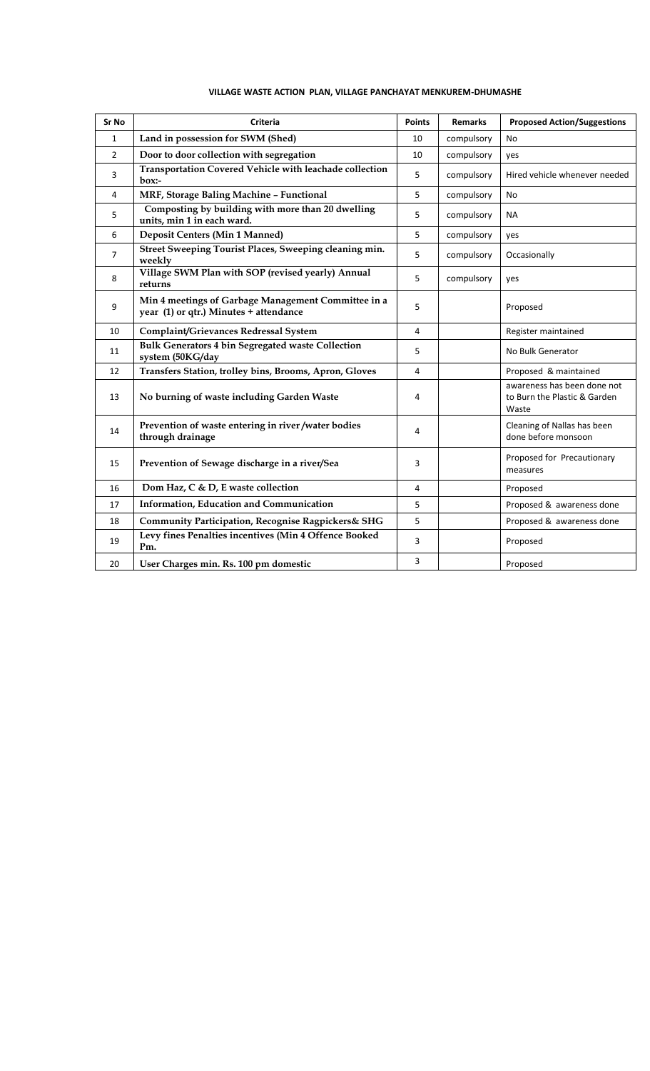## VILLAGE WASTE ACTION PLAN, VILLAGE PANCHAYAT MENKUREM-DHUMASHE

| Sr No | Criteria | Points | Remarks | Proposed Action/Suggestions |
|---|---|---|---|---|
| 1 | **Land in possession for SWM (Shed)** | 10 | compulsory | No |
| 2 | **Door to door collection with segregation** | 10 | compulsory | yes |
| 3 | **Transportation Covered Vehicle with leachade collection box:-** | 5 | compulsory | Hired vehicle whenever needed |
| 4 | **MRF, Storage Baling Machine – Functional** | 5 | compulsory | No |
| 5 | **Composting by building with more than 20 dwelling units, min 1 in each ward.** | 5 | compulsory | NA |
| 6 | **Deposit Centers (Min 1 Manned)** | 5 | compulsory | yes |
| 7 | **Street Sweeping Tourist Places, Sweeping cleaning min. weekly** | 5 | compulsory | Occasionally |
| 8 | **Village SWM Plan with SOP (revised yearly) Annual returns** | 5 | compulsory | yes |
| 9 | **Min 4 meetings of Garbage Management Committee in a year (1) or qtr.) Minutes + attendance** | 5 | | Proposed |
| 10 | **Complaint/Grievances Redressal System** | 4 | | Register maintained |
| 11 | **Bulk Generators 4 bin Segregated waste Collection system (50KG/day** | 5 | | No Bulk Generator |
| 12 | **Transfers Station, trolley bins, Brooms, Apron, Gloves** | 4 | | Proposed & maintained |
| 13 | **No burning of waste including Garden Waste** | 4 | | awareness has been done not to Burn the Plastic & Garden Waste |
| 14 | **Prevention of waste entering in river /water bodies through drainage** | 4 | | Cleaning of Nallas has been done before monsoon |
| 15 | **Prevention of Sewage discharge in a river/Sea** | 3 | | Proposed for Precautionary measures |
| 16 | **Dom Haz, C & D, E waste collection** | 4 | | Proposed |
| 17 | **Information, Education and Communication** | 5 | | Proposed & awareness done |
| 18 | **Community Participation, Recognise Ragpickers& SHG** | 5 | | Proposed & awareness done |
| 19 | **Levy fines Penalties incentives (Min 4 Offence Booked Pm.** | 3 | | Proposed |
| 20 | **User Charges min. Rs. 100 pm domestic** | 3 | | Proposed |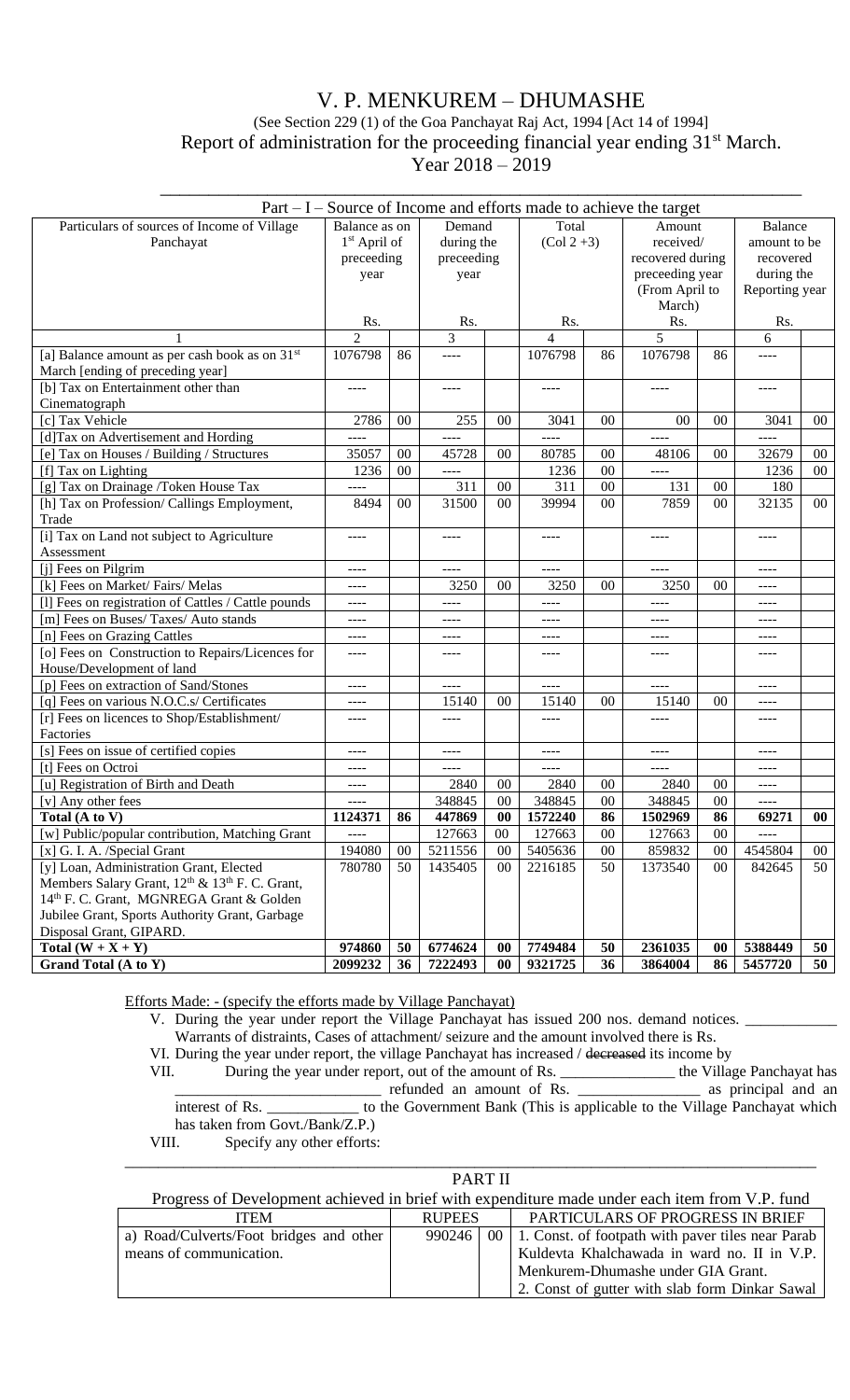# V. P. MENKUREM – DHUMASHE

(See Section 229 (1) of the Goa Panchayat Raj Act, 1994 [Act 14 of 1994]

Report of administration for the proceeding financial year ending 31st March.

Year 2018 – 2019

Part – I – Source of Income and efforts made to achieve the target

| Particulars of sources of Income of Village Panchayat | Balance as on 1st April of preceeding year Rs. | | Demand during the preceeding year Rs. | | Total (Col 2 +3) Rs. | | Amount received/ recovered during preceeding year (From April to March) Rs. | | Balance amount to be recovered during the Reporting year Rs. | |
|---|---|---|---|---|---|---|---|---|---|---|
| 1 | 2 | | 3 | | 4 | | 5 | | 6 | |
| [a] Balance amount as per cash book as on 31st March [ending of preceding year] | 1076798 | 86 | ---- | | 1076798 | 86 | 1076798 | 86 | ---- | |
| [b] Tax on Entertainment other than Cinematograph | ---- | | ---- | | ---- | | ---- | | ---- | |
| [c] Tax Vehicle | 2786 | 00 | 255 | 00 | 3041 | 00 | 00 | 00 | 3041 | 00 |
| [d]Tax on Advertisement and Hording | ---- | | ---- | | ---- | | ---- | | ---- | |
| [e] Tax on Houses / Building / Structures | 35057 | 00 | 45728 | 00 | 80785 | 00 | 48106 | 00 | 32679 | 00 |
| [f] Tax on Lighting | 1236 | 00 | ---- | | 1236 | 00 | ---- | | 1236 | 00 |
| [g] Tax on Drainage /Token House Tax | ---- | | 311 | 00 | 311 | 00 | 131 | 00 | 180 | |
| [h] Tax on Profession/ Callings Employment, Trade | 8494 | 00 | 31500 | 00 | 39994 | 00 | 7859 | 00 | 32135 | 00 |
| [i] Tax on Land not subject to Agriculture Assessment | ---- | | ---- | | ---- | | ---- | | ---- | |
| [j] Fees on Pilgrim | ---- | | ---- | | ---- | | ---- | | ---- | |
| [k] Fees on Market/ Fairs/ Melas | ---- | | 3250 | 00 | 3250 | 00 | 3250 | 00 | ---- | |
| [l] Fees on registration of Cattles / Cattle pounds | ---- | | ---- | | ---- | | ---- | | ---- | |
| [m] Fees on Buses/ Taxes/ Auto stands | ---- | | ---- | | ---- | | ---- | | ---- | |
| [n] Fees on Grazing Cattles | ---- | | ---- | | ---- | | ---- | | ---- | |
| [o] Fees on Construction to Repairs/Licences for House/Development of land | ---- | | ---- | | ---- | | ---- | | ---- | |
| [p] Fees on extraction of Sand/Stones | ---- | | ---- | | ---- | | ---- | | ---- | |
| [q] Fees on various N.O.C.s/ Certificates | ---- | | 15140 | 00 | 15140 | 00 | 15140 | 00 | ---- | |
| [r] Fees on licences to Shop/Establishment/ Factories | ---- | | ---- | | ---- | | ---- | | ---- | |
| [s] Fees on issue of certified copies | ---- | | ---- | | ---- | | ---- | | ---- | |
| [t] Fees on Octroi | ---- | | ---- | | ---- | | ---- | | ---- | |
| [u] Registration of Birth and Death | ---- | | 2840 | 00 | 2840 | 00 | 2840 | 00 | ---- | |
| [v] Any other fees | ---- | | 348845 | 00 | 348845 | 00 | 348845 | 00 | ---- | |
| **Total (A to V)** | **1124371** | **86** | **447869** | **00** | **1572240** | **86** | **1502969** | **86** | **69271** | **00** |
| [w] Public/popular contribution, Matching Grant | ---- | | 127663 | 00 | 127663 | 00 | 127663 | 00 | ---- | |
| [x] G. I. A. /Special Grant | 194080 | 00 | 5211556 | 00 | 5405636 | 00 | 859832 | 00 | 4545804 | 00 |
| [y] Loan, Administration Grant, Elected Members Salary Grant, 12th & 13th F. C. Grant, 14th F. C. Grant, MGNREGA Grant & Golden Jubilee Grant, Sports Authority Grant, Garbage Disposal Grant, GIPARD. | 780780 | 50 | 1435405 | 00 | 2216185 | 50 | 1373540 | 00 | 842645 | 50 |
| **Total (W + X + Y)** | **974860** | **50** | **6774624** | **00** | **7749484** | **50** | **2361035** | **00** | **5388449** | **50** |
| **Grand Total (A to Y)** | **2099232** | **36** | **7222493** | **00** | **9321725** | **36** | **3864004** | **86** | **5457720** | **50** |

Efforts Made: - (specify the efforts made by Village Panchayat)

V. During the year under report the Village Panchayat has issued 200 nos. demand notices. ____________ Warrants of distraints, Cases of attachment/ seizure and the amount involved there is Rs.

VI. During the year under report, the village Panchayat has increased / ~~decreased~~ its income by

VII. During the year under report, out of the amount of Rs. _______________ the Village Panchayat has ___________________________ refunded an amount of Rs. ________________ as principal and an interest of Rs. ____________ to the Government Bank (This is applicable to the Village Panchayat which has taken from Govt./Bank/Z.P.)

VIII. Specify any other efforts:

## PART II

Progress of Development achieved in brief with expenditure made under each item from V.P. fund

| ITEM | RUPEES | | PARTICULARS OF PROGRESS IN BRIEF |
|---|---|---|---|
| a) Road/Culverts/Foot bridges and other means of communication. | 990246 | 00 | 1. Const. of footpath with paver tiles near Parab Kuldevta Khalchawada in ward no. II in V.P. Menkurem-Dhumashe under GIA Grant.<br>2. Const of gutter with slab form Dinkar Sawal |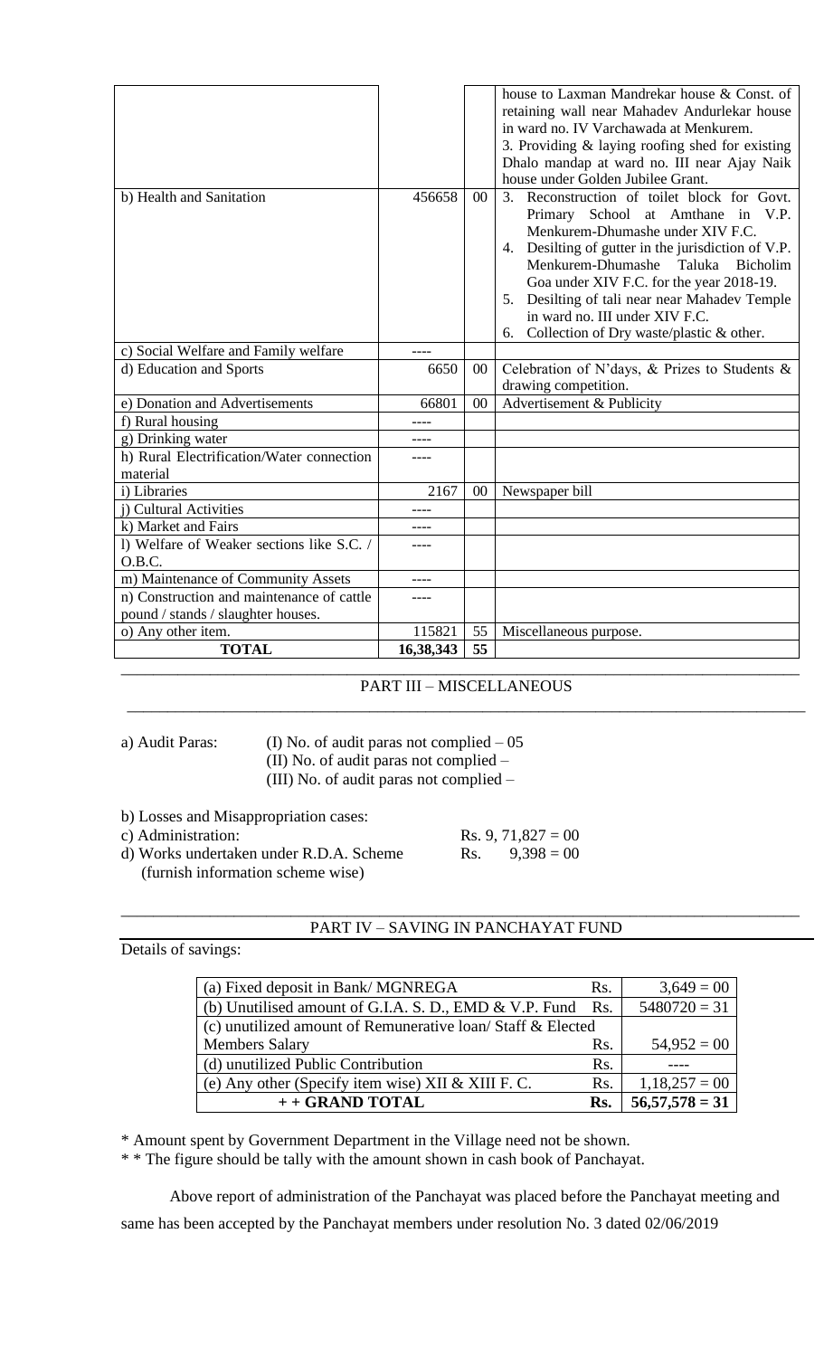| | | | |
|---|---|---|---|
| | | | house to Laxman Mandrekar house & Const. of retaining wall near Mahadev Andurlekar house in ward no. IV Varchawada at Menkurem.<br>3. Providing & laying roofing shed for existing Dhalo mandap at ward no. III near Ajay Naik house under Golden Jubilee Grant. |
| b) Health and Sanitation | 456658 | 00 | 3. Reconstruction of toilet block for Govt. Primary School at Amthane in V.P. Menkurem-Dhumashe under XIV F.C.<br>4. Desilting of gutter in the jurisdiction of V.P. Menkurem-Dhumashe Taluka Bicholim Goa under XIV F.C. for the year 2018-19.<br>5. Desilting of tali near near Mahadev Temple in ward no. III under XIV F.C.<br>6. Collection of Dry waste/plastic & other. |
| c) Social Welfare and Family welfare | ---- | | |
| d) Education and Sports | 6650 | 00 | Celebration of N'days, & Prizes to Students & drawing competition. |
| e) Donation and Advertisements | 66801 | 00 | Advertisement & Publicity |
| f) Rural housing | ---- | | |
| g) Drinking water | ---- | | |
| h) Rural Electrification/Water connection material | ---- | | |
| i) Libraries | 2167 | 00 | Newspaper bill |
| j) Cultural Activities | ---- | | |
| k) Market and Fairs | ---- | | |
| l) Welfare of Weaker sections like S.C. / O.B.C. | ---- | | |
| m) Maintenance of Community Assets | ---- | | |
| n) Construction and maintenance of cattle pound / stands / slaughter houses. | ---- | | |
| o) Any other item. | 115821 | 55 | Miscellaneous purpose. |
| **TOTAL** | **16,38,343** | **55** | |

## PART III – MISCELLANEOUS

a) Audit Paras: (I) No. of audit paras not complied – 05
(II) No. of audit paras not complied –
(III) No. of audit paras not complied –

b) Losses and Misappropriation cases:

c) Administration: Rs. 9, 71,827 = 00

d) Works undertaken under R.D.A. Scheme Rs. 9,398 = 00
(furnish information scheme wise)

## PART IV – SAVING IN PANCHAYAT FUND

Details of savings:

| | | |
|---|---|---|
| (a) Fixed deposit in Bank/ MGNREGA | Rs. | 3,649 = 00 |
| (b) Unutilised amount of G.I.A. S. D., EMD & V.P. Fund | Rs. | 5480720 = 31 |
| (c) unutilized amount of Remunerative loan/ Staff & Elected Members Salary | Rs. | 54,952 = 00 |
| (d) unutilized Public Contribution | Rs. | ---- |
| (e) Any other (Specify item wise) XII & XIII F. C. | Rs. | 1,18,257 = 00 |
| **+ + GRAND TOTAL** | **Rs.** | **56,57,578 = 31** |

\* Amount spent by Government Department in the Village need not be shown.

\* \* The figure should be tally with the amount shown in cash book of Panchayat.

Above report of administration of the Panchayat was placed before the Panchayat meeting and same has been accepted by the Panchayat members under resolution No. 3 dated 02/06/2019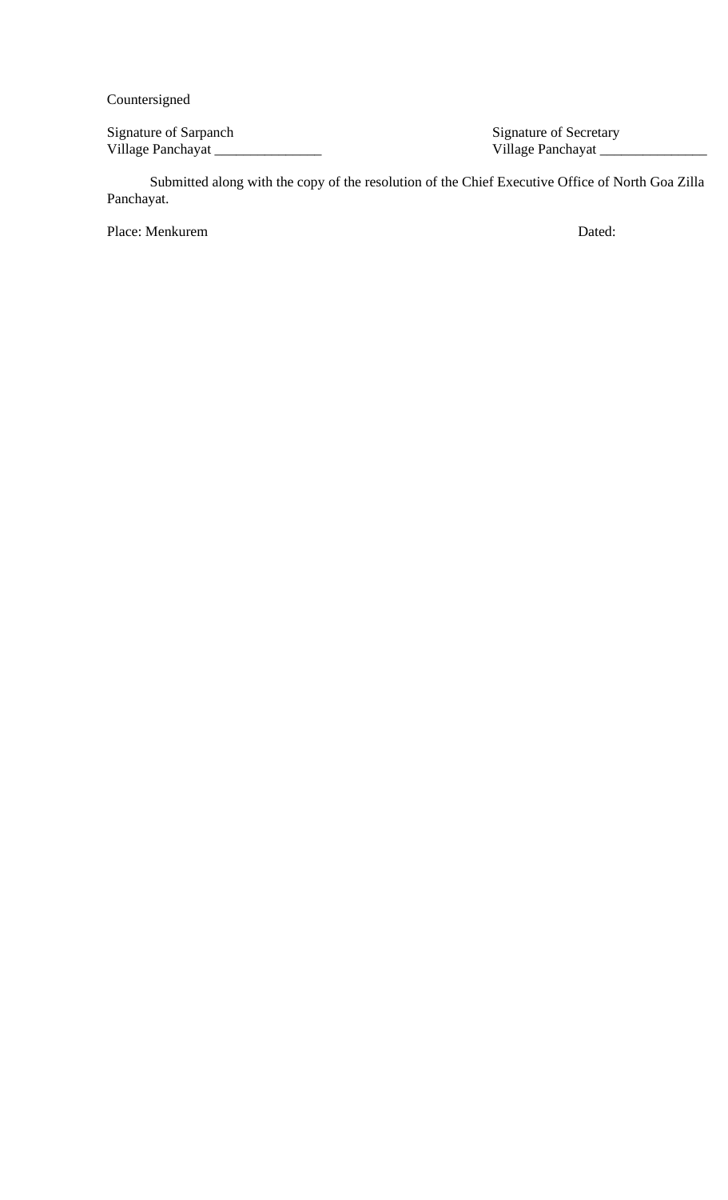Countersigned

Signature of Sarpanch
Village Panchayat _______________

Signature of Secretary
Village Panchayat _______________

Submitted along with the copy of the resolution of the Chief Executive Office of North Goa Zilla Panchayat.

Place: Menkurem

Dated: